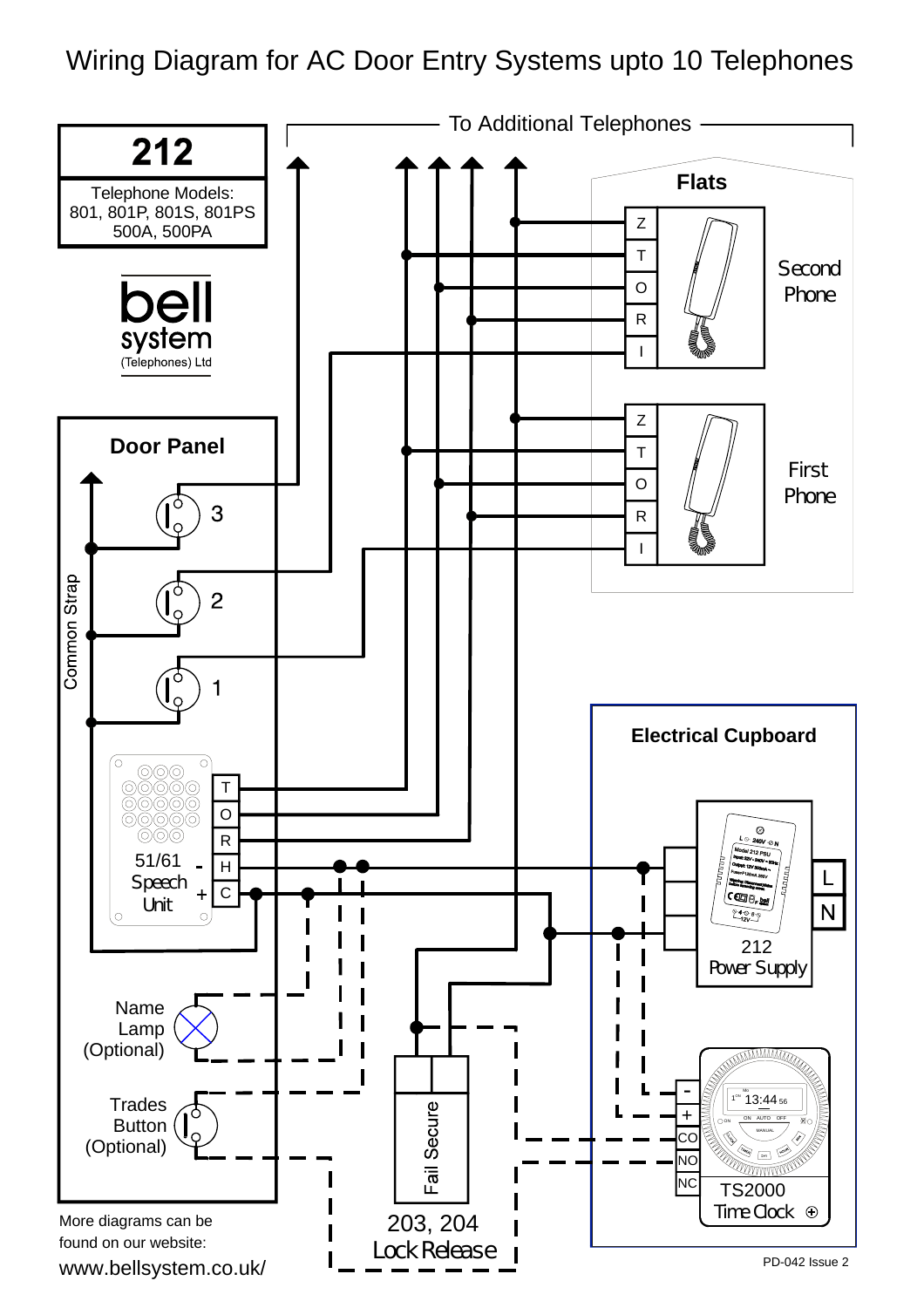# Wiring Diagram for AC Door Entry Systems upto 10 Telephones

**212**

Telephone Models:
801, 801P, 801S, 801PS
500A, 500PA

bell system (Telephones) Ltd

To Additional Telephones

**Flats**

Second Phone: Z, T, O, R, I

First Phone: Z, T, O, R, I

**Door Panel**

Common Strap

3

2

1

51/61 Speech Unit: T, O, R, - H, + C

Name Lamp (Optional)

Trades Button (Optional)

**Electrical Cupboard**

212 Power Supply: L, N

TS2000 Time Clock: -, +, CO, NO, NC

Fail Secure

203, 204 Lock Release

More diagrams can be found on our website:
www.bellsystem.co.uk/

PD-042 Issue 2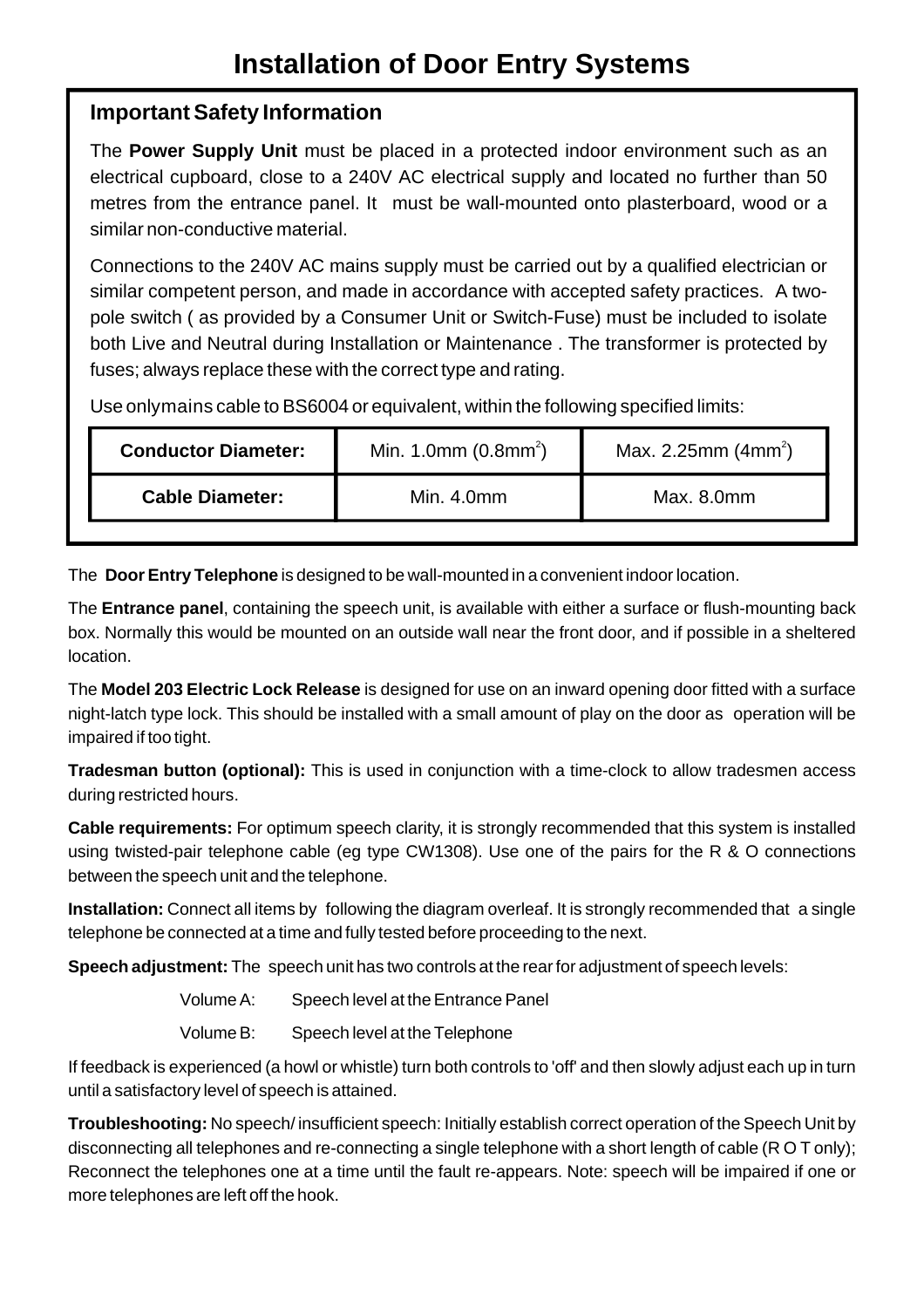# Installation of Door Entry Systems

## Important Safety Information

The **Power Supply Unit** must be placed in a protected indoor environment such as an electrical cupboard, close to a 240V AC electrical supply and located no further than 50 metres from the entrance panel. It must be wall-mounted onto plasterboard, wood or a similar non-conductive material.

Connections to the 240V AC mains supply must be carried out by a qualified electrician or similar competent person, and made in accordance with accepted safety practices. A two-pole switch ( as provided by a Consumer Unit or Switch-Fuse) must be included to isolate both Live and Neutral during Installation or Maintenance . The transformer is protected by fuses; always replace these with the correct type and rating.

Use only mains cable to BS6004 or equivalent, within the following specified limits:

| | | |
|---|---|---|
| **Conductor Diameter:** | Min. 1.0mm (0.8mm$^2$) | Max. 2.25mm (4mm$^2$) |
| **Cable Diameter:** | Min. 4.0mm | Max. 8.0mm |

The **Door Entry Telephone** is designed to be wall-mounted in a convenient indoor location.

The **Entrance panel**, containing the speech unit, is available with either a surface or flush-mounting back box. Normally this would be mounted on an outside wall near the front door, and if possible in a sheltered location.

The **Model 203 Electric Lock Release** is designed for use on an inward opening door fitted with a surface night-latch type lock. This should be installed with a small amount of play on the door as operation will be impaired if too tight.

**Tradesman button (optional):** This is used in conjunction with a time-clock to allow tradesmen access during restricted hours.

**Cable requirements:** For optimum speech clarity, it is strongly recommended that this system is installed using twisted-pair telephone cable (eg type CW1308). Use one of the pairs for the R & O connections between the speech unit and the telephone.

**Installation:** Connect all items by following the diagram overleaf. It is strongly recommended that a single telephone be connected at a time and fully tested before proceeding to the next.

**Speech adjustment:** The speech unit has two controls at the rear for adjustment of speech levels:

Volume A: Speech level at the Entrance Panel

Volume B: Speech level at the Telephone

If feedback is experienced (a howl or whistle) turn both controls to 'off' and then slowly adjust each up in turn until a satisfactory level of speech is attained.

**Troubleshooting:** No speech/ insufficient speech: Initially establish correct operation of the Speech Unit by disconnecting all telephones and re-connecting a single telephone with a short length of cable (R O T only); Reconnect the telephones one at a time until the fault re-appears. Note: speech will be impaired if one or more telephones are left off the hook.